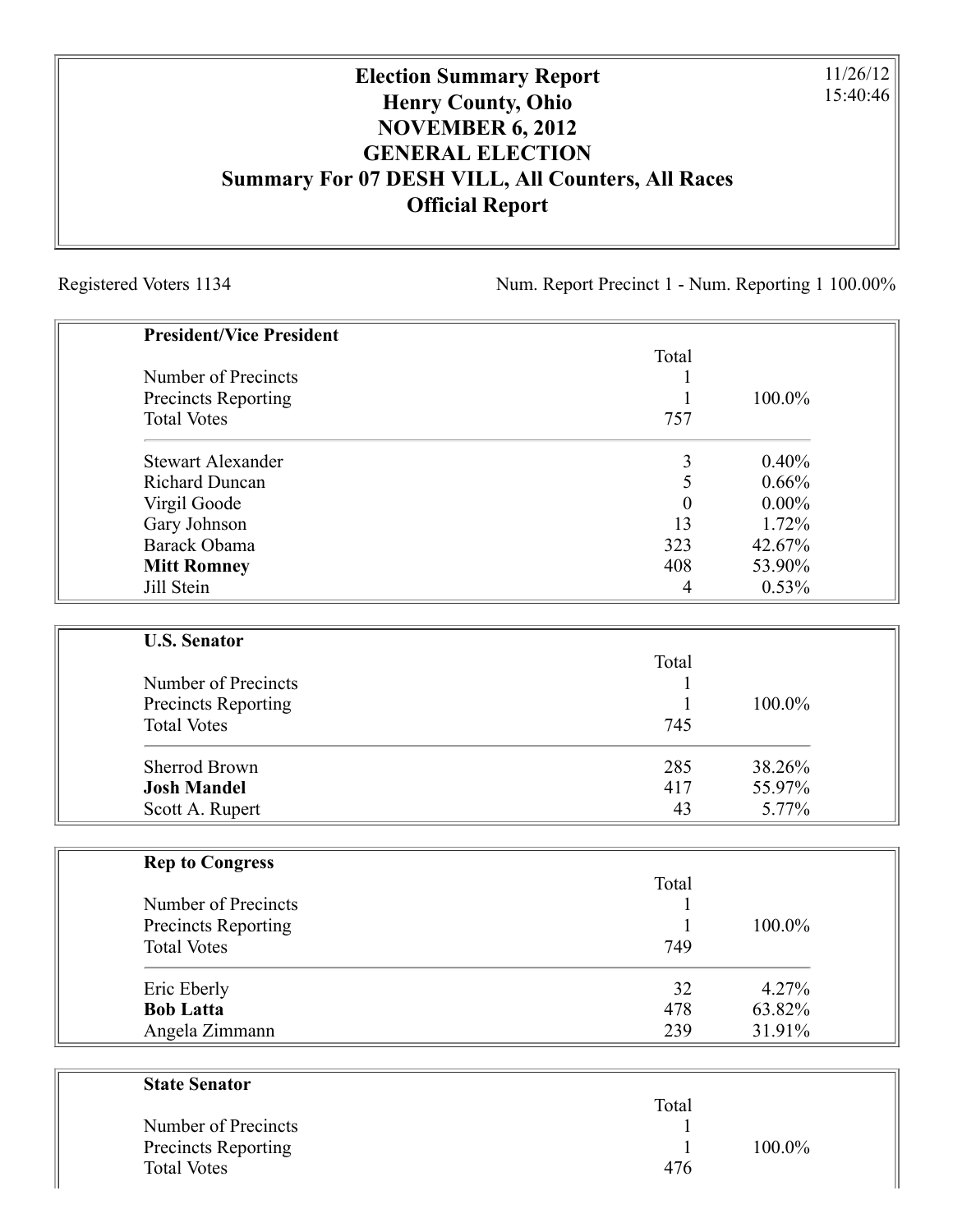# Election Summary Report
## Henry County, Ohio
## NOVEMBER 6, 2012
## GENERAL ELECTION
## Summary For 07 DESH VILL, All Counters, All Races
## Official Report

11/26/12
15:40:46

Registered Voters 1134

Num. Report Precinct 1 - Num. Reporting 1 100.00%

| **President/Vice President** | Total | |
|---|---|---|
| Number of Precincts | 1 | |
| Precincts Reporting | 1 | 100.0% |
| Total Votes | 757 | |
| Stewart Alexander | 3 | 0.40% |
| Richard Duncan | 5 | 0.66% |
| Virgil Goode | 0 | 0.00% |
| Gary Johnson | 13 | 1.72% |
| Barack Obama | 323 | 42.67% |
| **Mitt Romney** | 408 | 53.90% |
| Jill Stein | 4 | 0.53% |

| **U.S. Senator** | Total | |
|---|---|---|
| Number of Precincts | 1 | |
| Precincts Reporting | 1 | 100.0% |
| Total Votes | 745 | |
| Sherrod Brown | 285 | 38.26% |
| **Josh Mandel** | 417 | 55.97% |
| Scott A. Rupert | 43 | 5.77% |

| **Rep to Congress** | Total | |
|---|---|---|
| Number of Precincts | 1 | |
| Precincts Reporting | 1 | 100.0% |
| Total Votes | 749 | |
| Eric Eberly | 32 | 4.27% |
| **Bob Latta** | 478 | 63.82% |
| Angela Zimmann | 239 | 31.91% |

| **State Senator** | Total | |
|---|---|---|
| Number of Precincts | 1 | |
| Precincts Reporting | 1 | 100.0% |
| Total Votes | 476 | |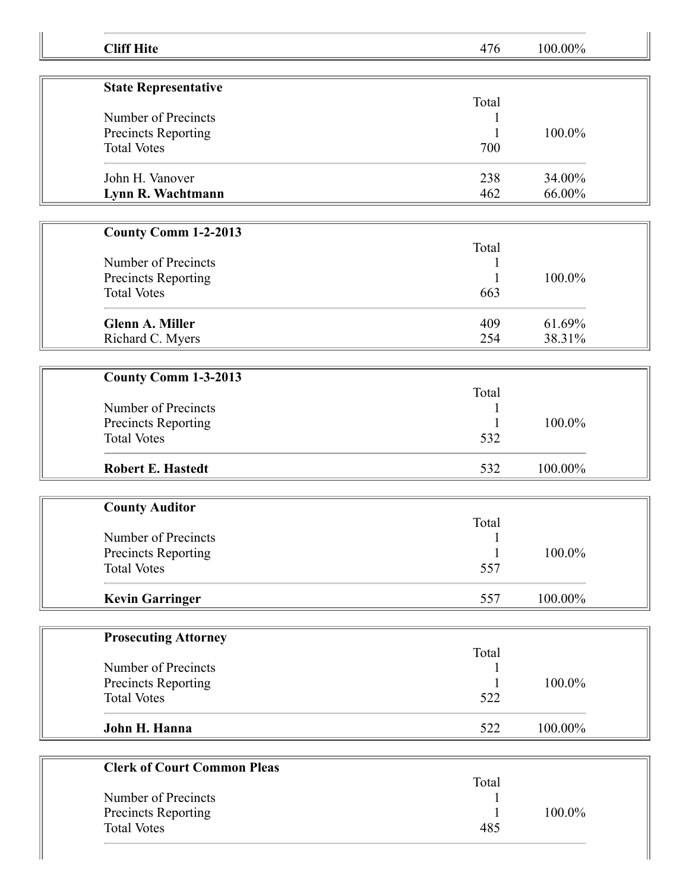| | | |
|---|---|---|
| **Cliff Hite** | 476 | 100.00% |

| **State Representative** | | |
|---|---|---|
| | Total | |
| Number of Precincts | 1 | |
| Precincts Reporting | 1 | 100.0% |
| Total Votes | 700 | |
| John H. Vanover | 238 | 34.00% |
| **Lynn R. Wachtmann** | 462 | 66.00% |

| **County Comm 1-2-2013** | | |
|---|---|---|
| | Total | |
| Number of Precincts | 1 | |
| Precincts Reporting | 1 | 100.0% |
| Total Votes | 663 | |
| **Glenn A. Miller** | 409 | 61.69% |
| Richard C. Myers | 254 | 38.31% |

| **County Comm 1-3-2013** | | |
|---|---|---|
| | Total | |
| Number of Precincts | 1 | |
| Precincts Reporting | 1 | 100.0% |
| Total Votes | 532 | |
| **Robert E. Hastedt** | 532 | 100.00% |

| **County Auditor** | | |
|---|---|---|
| | Total | |
| Number of Precincts | 1 | |
| Precincts Reporting | 1 | 100.0% |
| Total Votes | 557 | |
| **Kevin Garringer** | 557 | 100.00% |

| **Prosecuting Attorney** | | |
|---|---|---|
| | Total | |
| Number of Precincts | 1 | |
| Precincts Reporting | 1 | 100.0% |
| Total Votes | 522 | |
| **John H. Hanna** | 522 | 100.00% |

| **Clerk of Court Common Pleas** | | |
|---|---|---|
| | Total | |
| Number of Precincts | 1 | |
| Precincts Reporting | 1 | 100.0% |
| Total Votes | 485 | |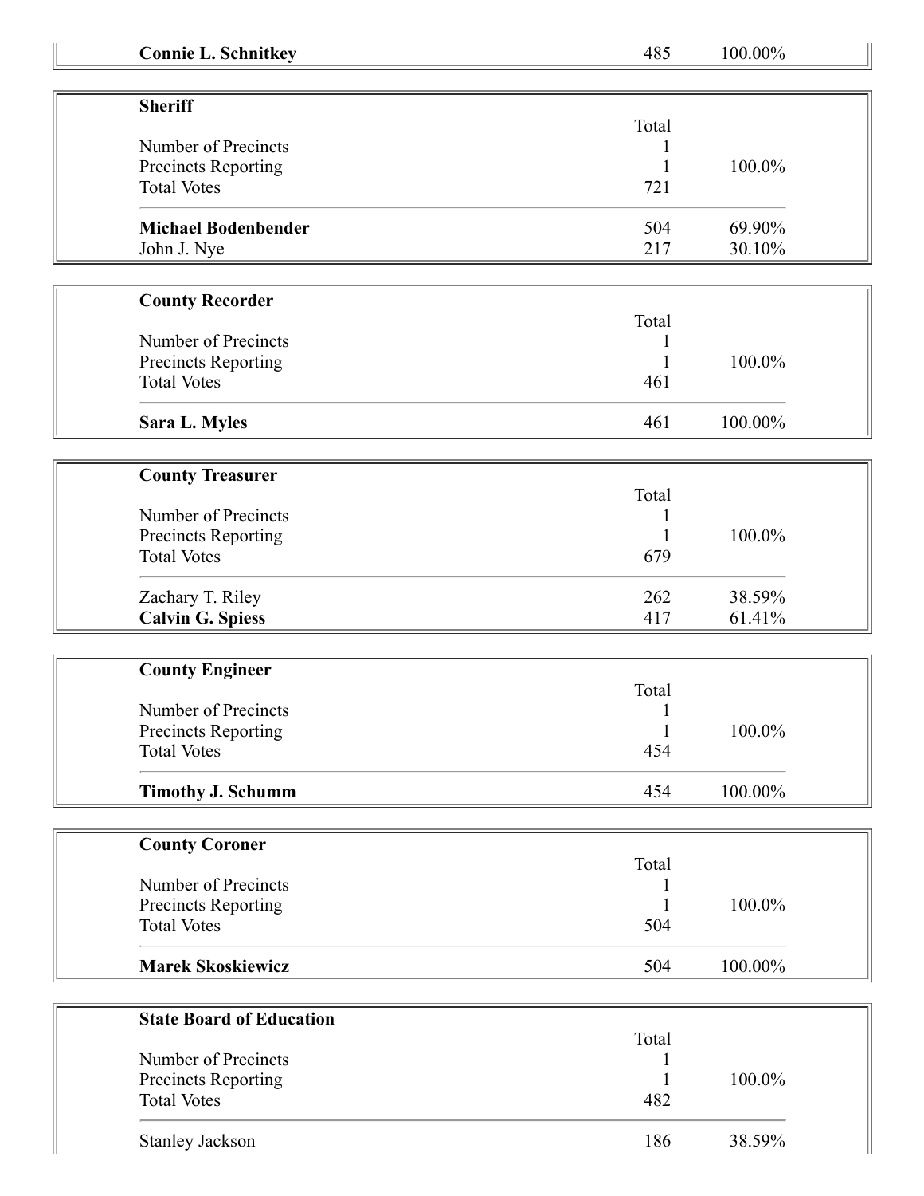| | | |
|---|---|---|
| **Connie L. Schnitkey** | 485 | 100.00% |

| **Sheriff** | Total | |
|---|---|---|
| Number of Precincts | 1 | |
| Precincts Reporting | 1 | 100.0% |
| Total Votes | 721 | |
| **Michael Bodenbender** | 504 | 69.90% |
| John J. Nye | 217 | 30.10% |

| **County Recorder** | Total | |
|---|---|---|
| Number of Precincts | 1 | |
| Precincts Reporting | 1 | 100.0% |
| Total Votes | 461 | |
| **Sara L. Myles** | 461 | 100.00% |

| **County Treasurer** | Total | |
|---|---|---|
| Number of Precincts | 1 | |
| Precincts Reporting | 1 | 100.0% |
| Total Votes | 679 | |
| Zachary T. Riley | 262 | 38.59% |
| **Calvin G. Spiess** | 417 | 61.41% |

| **County Engineer** | Total | |
|---|---|---|
| Number of Precincts | 1 | |
| Precincts Reporting | 1 | 100.0% |
| Total Votes | 454 | |
| **Timothy J. Schumm** | 454 | 100.00% |

| **County Coroner** | Total | |
|---|---|---|
| Number of Precincts | 1 | |
| Precincts Reporting | 1 | 100.0% |
| Total Votes | 504 | |
| **Marek Skoskiewicz** | 504 | 100.00% |

| **State Board of Education** | Total | |
|---|---|---|
| Number of Precincts | 1 | |
| Precincts Reporting | 1 | 100.0% |
| Total Votes | 482 | |
| Stanley Jackson | 186 | 38.59% |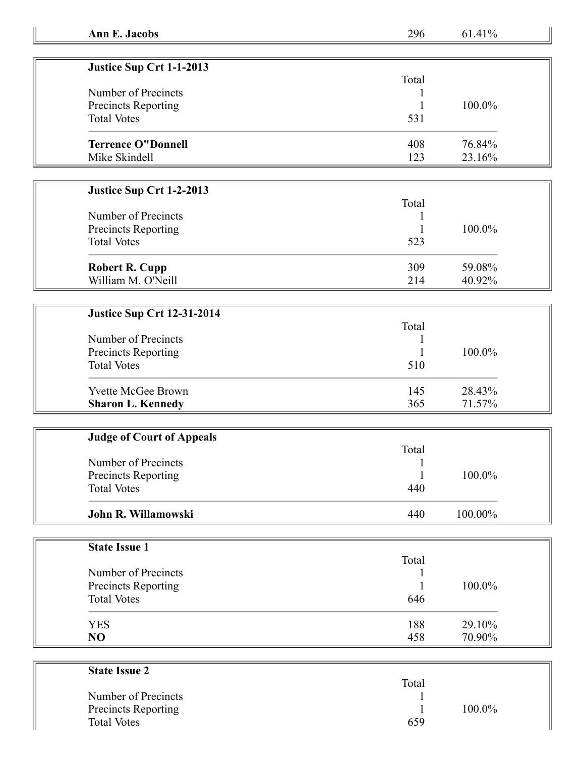| **Ann E. Jacobs** | 296 | 61.41% |
|---|---|---|

| **Justice Sup Crt 1-1-2013** | | |
|---|---|---|
| | Total | |
| Number of Precincts | 1 | |
| Precincts Reporting | 1 | 100.0% |
| Total Votes | 531 | |
| **Terrence O"Donnell** | 408 | 76.84% |
| Mike Skindell | 123 | 23.16% |

| **Justice Sup Crt 1-2-2013** | | |
|---|---|---|
| | Total | |
| Number of Precincts | 1 | |
| Precincts Reporting | 1 | 100.0% |
| Total Votes | 523 | |
| **Robert R. Cupp** | 309 | 59.08% |
| William M. O'Neill | 214 | 40.92% |

| **Justice Sup Crt 12-31-2014** | | |
|---|---|---|
| | Total | |
| Number of Precincts | 1 | |
| Precincts Reporting | 1 | 100.0% |
| Total Votes | 510 | |
| Yvette McGee Brown | 145 | 28.43% |
| **Sharon L. Kennedy** | 365 | 71.57% |

| **Judge of Court of Appeals** | | |
|---|---|---|
| | Total | |
| Number of Precincts | 1 | |
| Precincts Reporting | 1 | 100.0% |
| Total Votes | 440 | |
| **John R. Willamowski** | 440 | 100.00% |

| **State Issue 1** | | |
|---|---|---|
| | Total | |
| Number of Precincts | 1 | |
| Precincts Reporting | 1 | 100.0% |
| Total Votes | 646 | |
| YES | 188 | 29.10% |
| **NO** | 458 | 70.90% |

| **State Issue 2** | | |
|---|---|---|
| | Total | |
| Number of Precincts | 1 | |
| Precincts Reporting | 1 | 100.0% |
| Total Votes | 659 | |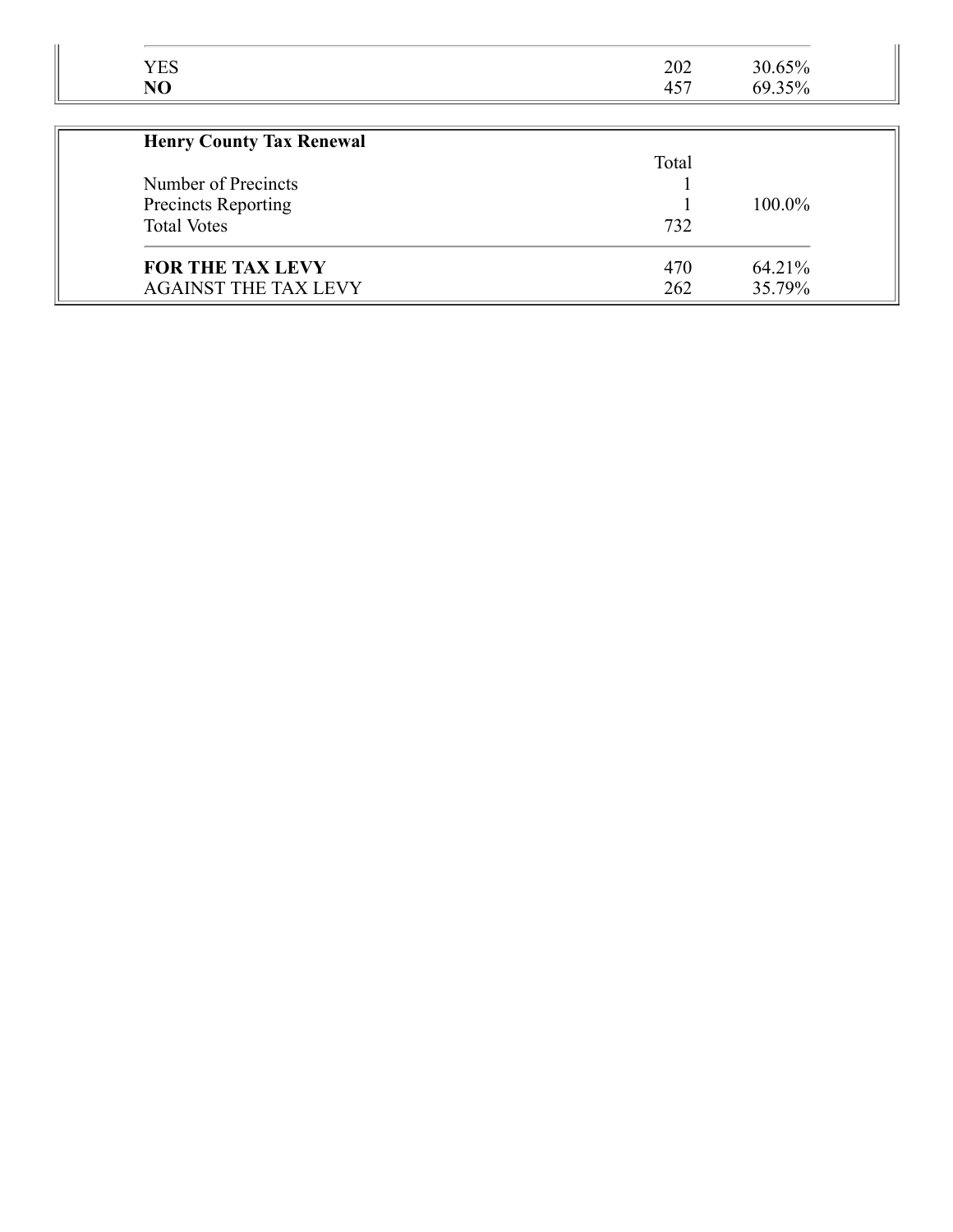| | | |
|---|---|---|
| YES | 202 | 30.65% |
| **NO** | 457 | 69.35% |

**Henry County Tax Renewal**

| | Total | |
|---|---|---|
| Number of Precincts | 1 | |
| Precincts Reporting | 1 | 100.0% |
| Total Votes | 732 | |
| **FOR THE TAX LEVY** | 470 | 64.21% |
| AGAINST THE TAX LEVY | 262 | 35.79% |